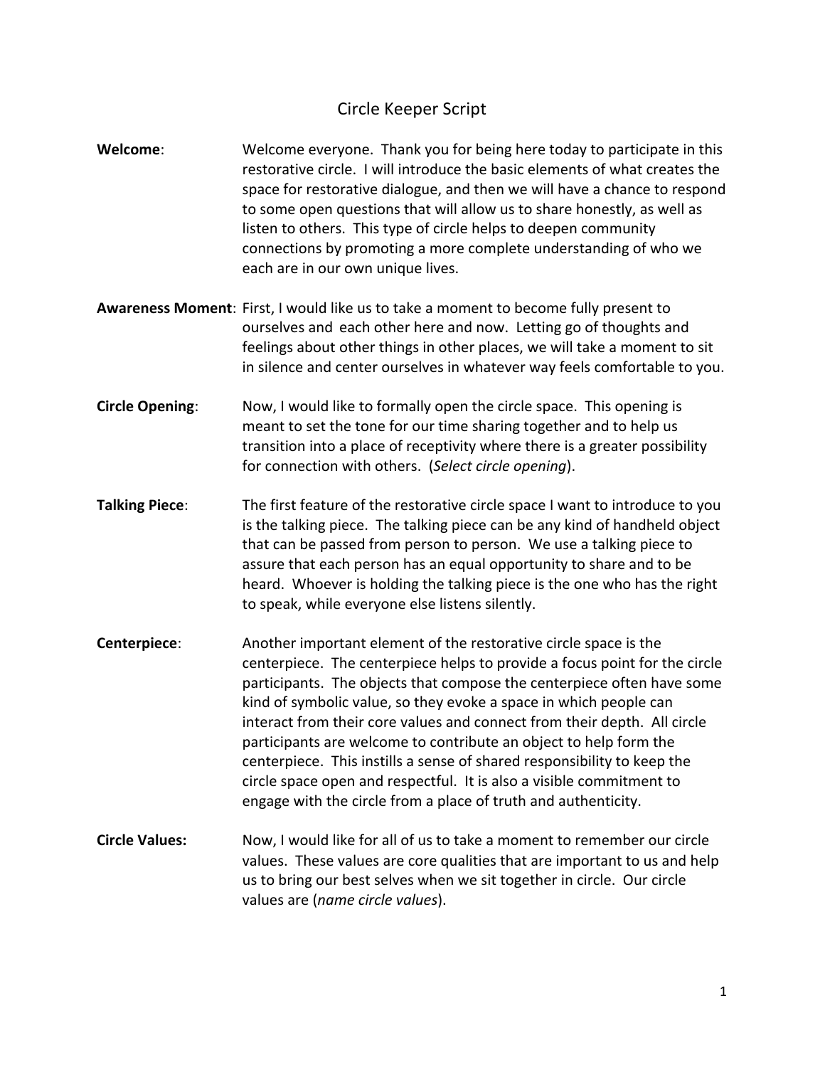# Circle Keeper Script

**Welcome**: Welcome everyone. Thank you for being here today to participate in this restorative circle. I will introduce the basic elements of what creates the space for restorative dialogue, and then we will have a chance to respond to some open questions that will allow us to share honestly, as well as listen to others. This type of circle helps to deepen community connections by promoting a more complete understanding of who we each are in our own unique lives.

**Awareness Moment**: First, I would like us to take a moment to become fully present to ourselves and each other here and now. Letting go of thoughts and feelings about other things in other places, we will take a moment to sit in silence and center ourselves in whatever way feels comfortable to you.

**Circle Opening**: Now, I would like to formally open the circle space. This opening is meant to set the tone for our time sharing together and to help us transition into a place of receptivity where there is a greater possibility for connection with others. (*Select circle opening*).

**Talking Piece**: The first feature of the restorative circle space I want to introduce to you is the talking piece. The talking piece can be any kind of handheld object that can be passed from person to person. We use a talking piece to assure that each person has an equal opportunity to share and to be heard. Whoever is holding the talking piece is the one who has the right to speak, while everyone else listens silently.

**Centerpiece**: Another important element of the restorative circle space is the centerpiece. The centerpiece helps to provide a focus point for the circle participants. The objects that compose the centerpiece often have some kind of symbolic value, so they evoke a space in which people can interact from their core values and connect from their depth. All circle participants are welcome to contribute an object to help form the centerpiece. This instills a sense of shared responsibility to keep the circle space open and respectful. It is also a visible commitment to engage with the circle from a place of truth and authenticity.

**Circle Values:** Now, I would like for all of us to take a moment to remember our circle values. These values are core qualities that are important to us and help us to bring our best selves when we sit together in circle. Our circle values are (*name circle values*).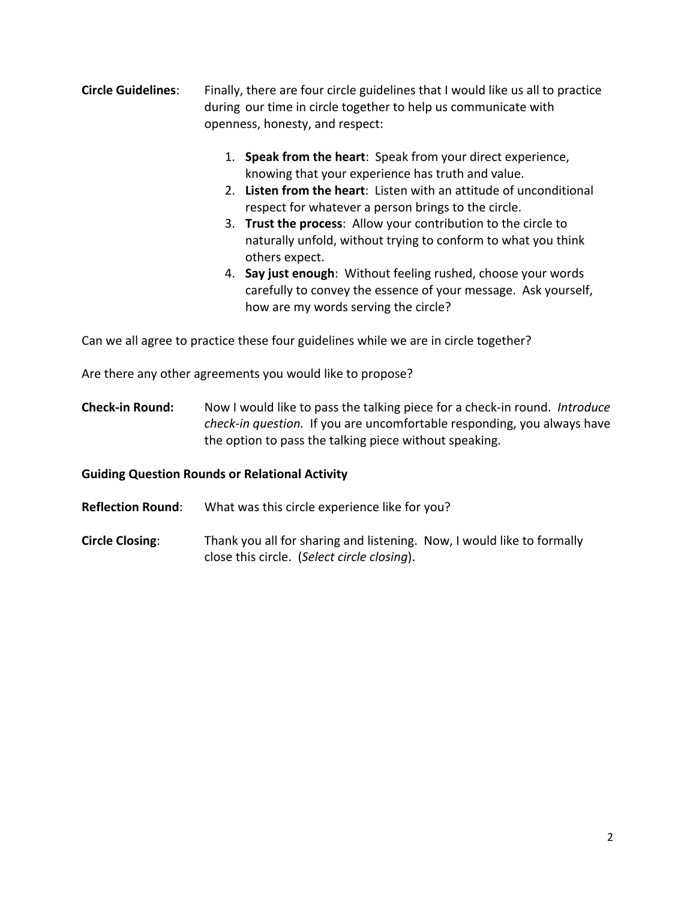**Circle Guidelines**: Finally, there are four circle guidelines that I would like us all to practice during our time in circle together to help us communicate with openness, honesty, and respect:

1. **Speak from the heart**: Speak from your direct experience, knowing that your experience has truth and value.
2. **Listen from the heart**: Listen with an attitude of unconditional respect for whatever a person brings to the circle.
3. **Trust the process**: Allow your contribution to the circle to naturally unfold, without trying to conform to what you think others expect.
4. **Say just enough**: Without feeling rushed, choose your words carefully to convey the essence of your message. Ask yourself, how are my words serving the circle?

Can we all agree to practice these four guidelines while we are in circle together?

Are there any other agreements you would like to propose?

**Check-in Round:** Now I would like to pass the talking piece for a check-in round. *Introduce check-in question.* If you are uncomfortable responding, you always have the option to pass the talking piece without speaking.

**Guiding Question Rounds or Relational Activity**

**Reflection Round**: What was this circle experience like for you?

**Circle Closing**: Thank you all for sharing and listening. Now, I would like to formally close this circle. (*Select circle closing*).